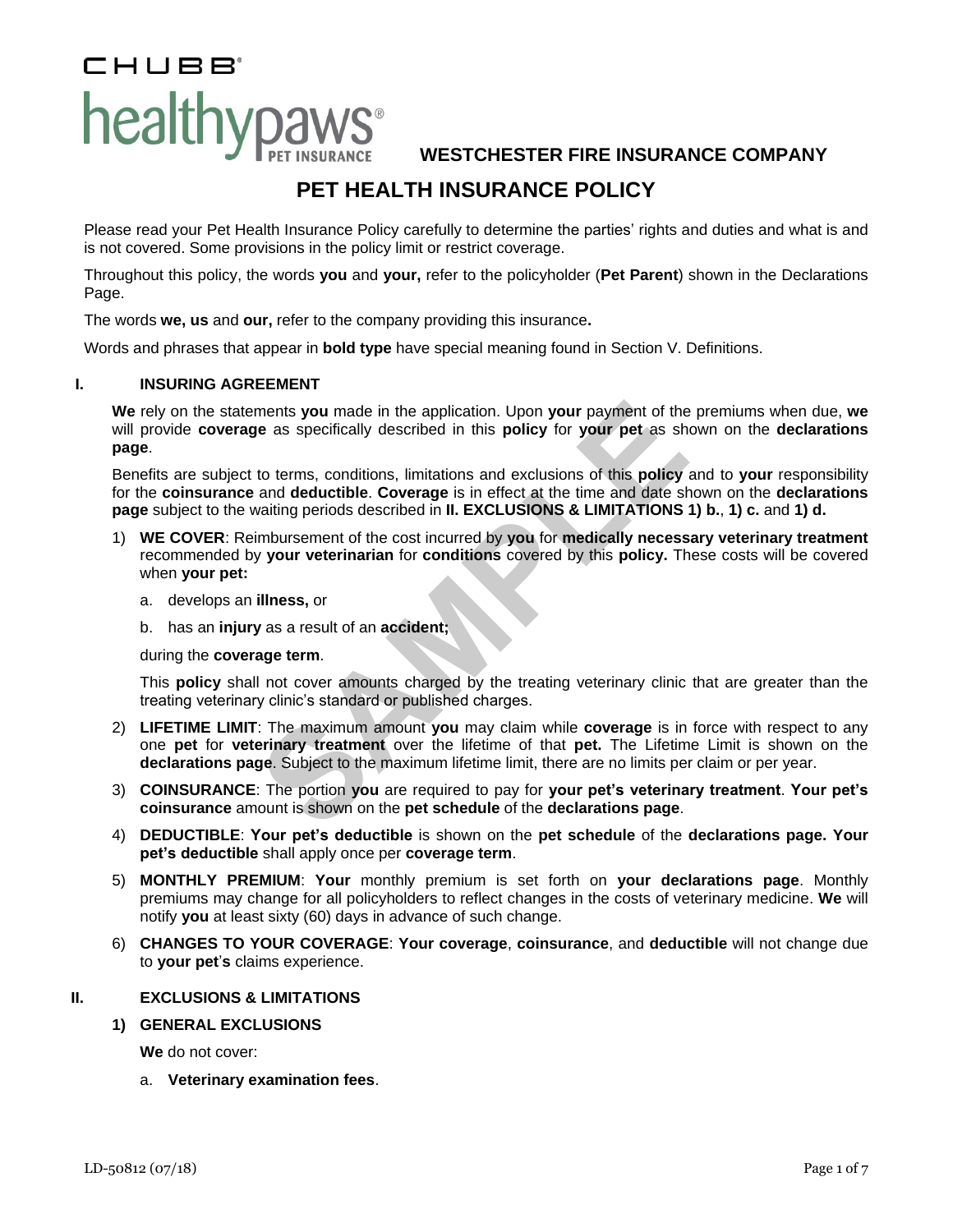CHUBB

healthypaws PET INSURANCE

**WESTCHESTER FIRE INSURANCE COMPANY**

# PET HEALTH INSURANCE POLICY

Please read your Pet Health Insurance Policy carefully to determine the parties' rights and duties and what is and is not covered. Some provisions in the policy limit or restrict coverage.

Throughout this policy, the words **you** and **your,** refer to the policyholder (**Pet Parent**) shown in the Declarations Page.

The words **we, us** and **our,** refer to the company providing this insurance**.**

Words and phrases that appear in **bold type** have special meaning found in Section V. Definitions.

## I. INSURING AGREEMENT

**We** rely on the statements **you** made in the application. Upon **your** payment of the premiums when due, **we** will provide **coverage** as specifically described in this **policy** for **your pet** as shown on the **declarations page**.

Benefits are subject to terms, conditions, limitations and exclusions of this **policy** and to **your** responsibility for the **coinsurance** and **deductible**. **Coverage** is in effect at the time and date shown on the **declarations page** subject to the waiting periods described in **II. EXCLUSIONS & LIMITATIONS 1) b.**, **1) c.** and **1) d.**

1) **WE COVER**: Reimbursement of the cost incurred by **you** for **medically necessary veterinary treatment** recommended by **your veterinarian** for **conditions** covered by this **policy.** These costs will be covered when **your pet:**

   a. develops an **illness,** or

   b. has an **injury** as a result of an **accident;**

   during the **coverage term**.

   This **policy** shall not cover amounts charged by the treating veterinary clinic that are greater than the treating veterinary clinic's standard or published charges.

2) **LIFETIME LIMIT**: The maximum amount **you** may claim while **coverage** is in force with respect to any one **pet** for **veterinary treatment** over the lifetime of that **pet.** The Lifetime Limit is shown on the **declarations page**. Subject to the maximum lifetime limit, there are no limits per claim or per year.

3) **COINSURANCE**: The portion **you** are required to pay for **your pet's veterinary treatment**. **Your pet's coinsurance** amount is shown on the **pet schedule** of the **declarations page**.

4) **DEDUCTIBLE**: **Your pet's deductible** is shown on the **pet schedule** of the **declarations page. Your pet's deductible** shall apply once per **coverage term**.

5) **MONTHLY PREMIUM**: **Your** monthly premium is set forth on **your declarations page**. Monthly premiums may change for all policyholders to reflect changes in the costs of veterinary medicine. **We** will notify **you** at least sixty (60) days in advance of such change.

6) **CHANGES TO YOUR COVERAGE**: **Your coverage**, **coinsurance**, and **deductible** will not change due to **your pet's** claims experience.

## II. EXCLUSIONS & LIMITATIONS

### 1) GENERAL EXCLUSIONS

**We** do not cover:

a. **Veterinary examination fees**.

LD-50812 (07/18)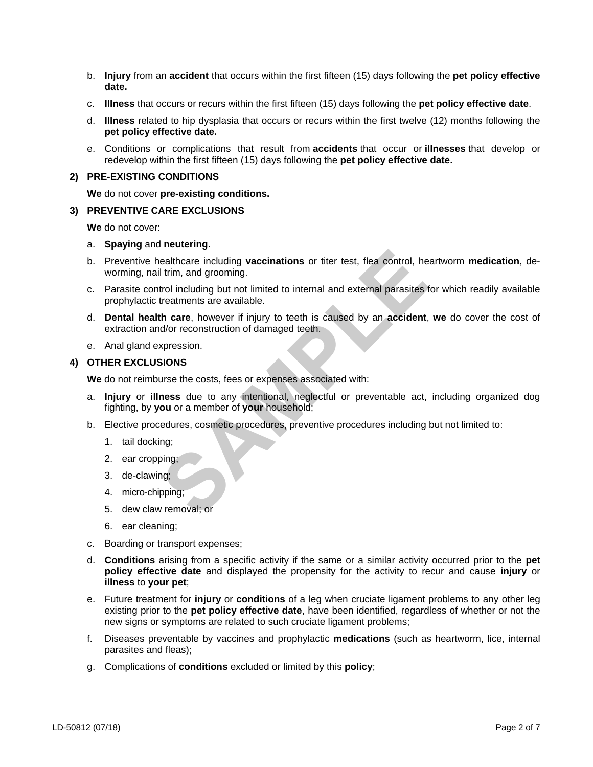b. **Injury** from an **accident** that occurs within the first fifteen (15) days following the **pet policy effective date.**

c. **Illness** that occurs or recurs within the first fifteen (15) days following the **pet policy effective date**.

d. **Illness** related to hip dysplasia that occurs or recurs within the first twelve (12) months following the **pet policy effective date.**

e. Conditions or complications that result from **accidents** that occur or **illnesses** that develop or redevelop within the first fifteen (15) days following the **pet policy effective date.**

**2) PRE-EXISTING CONDITIONS**

**We** do not cover **pre-existing conditions.**

**3) PREVENTIVE CARE EXCLUSIONS**

**We** do not cover:

a. **Spaying** and **neutering**.

b. Preventive healthcare including **vaccinations** or titer test, flea control, heartworm **medication**, de-worming, nail trim, and grooming.

c. Parasite control including but not limited to internal and external parasites for which readily available prophylactic treatments are available.

d. **Dental health care**, however if injury to teeth is caused by an **accident**, **we** do cover the cost of extraction and/or reconstruction of damaged teeth.

e. Anal gland expression.

**4) OTHER EXCLUSIONS**

**We** do not reimburse the costs, fees or expenses associated with:

a. **Injury** or **illness** due to any intentional, neglectful or preventable act, including organized dog fighting, by **you** or a member of **your** household;

b. Elective procedures, cosmetic procedures, preventive procedures including but not limited to:

   1. tail docking;
   2. ear cropping;
   3. de-clawing;
   4. micro-chipping;
   5. dew claw removal; or
   6. ear cleaning;

c. Boarding or transport expenses;

d. **Conditions** arising from a specific activity if the same or a similar activity occurred prior to the **pet policy effective date** and displayed the propensity for the activity to recur and cause **injury** or **illness** to **your pet**;

e. Future treatment for **injury** or **conditions** of a leg when cruciate ligament problems to any other leg existing prior to the **pet policy effective date**, have been identified, regardless of whether or not the new signs or symptoms are related to such cruciate ligament problems;

f. Diseases preventable by vaccines and prophylactic **medications** (such as heartworm, lice, internal parasites and fleas);

g. Complications of **conditions** excluded or limited by this **policy**;

LD-50812 (07/18)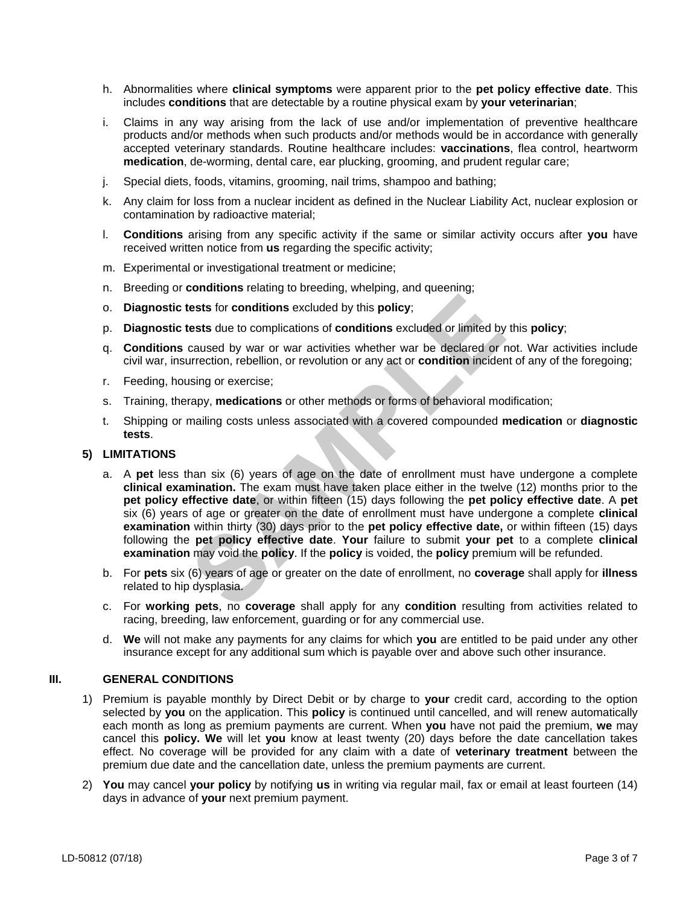h. Abnormalities where **clinical symptoms** were apparent prior to the **pet policy effective date**. This includes **conditions** that are detectable by a routine physical exam by **your veterinarian**;

i. Claims in any way arising from the lack of use and/or implementation of preventive healthcare products and/or methods when such products and/or methods would be in accordance with generally accepted veterinary standards. Routine healthcare includes: **vaccinations**, flea control, heartworm **medication**, de-worming, dental care, ear plucking, grooming, and prudent regular care;

j. Special diets, foods, vitamins, grooming, nail trims, shampoo and bathing;

k. Any claim for loss from a nuclear incident as defined in the Nuclear Liability Act, nuclear explosion or contamination by radioactive material;

l. **Conditions** arising from any specific activity if the same or similar activity occurs after **you** have received written notice from **us** regarding the specific activity;

m. Experimental or investigational treatment or medicine;

n. Breeding or **conditions** relating to breeding, whelping, and queening;

o. **Diagnostic tests** for **conditions** excluded by this **policy**;

p. **Diagnostic tests** due to complications of **conditions** excluded or limited by this **policy**;

q. **Conditions** caused by war or war activities whether war be declared or not. War activities include civil war, insurrection, rebellion, or revolution or any act or **condition** incident of any of the foregoing;

r. Feeding, housing or exercise;

s. Training, therapy, **medications** or other methods or forms of behavioral modification;

t. Shipping or mailing costs unless associated with a covered compounded **medication** or **diagnostic tests**.

**5) LIMITATIONS**

a. A **pet** less than six (6) years of age on the date of enrollment must have undergone a complete **clinical examination.** The exam must have taken place either in the twelve (12) months prior to the **pet policy effective date**, or within fifteen (15) days following the **pet policy effective date**. A **pet** six (6) years of age or greater on the date of enrollment must have undergone a complete **clinical examination** within thirty (30) days prior to the **pet policy effective date,** or within fifteen (15) days following the **pet policy effective date**. **Your** failure to submit **your pet** to a complete **clinical examination** may void the **policy**. If the **policy** is voided, the **policy** premium will be refunded.

b. For **pets** six (6) years of age or greater on the date of enrollment, no **coverage** shall apply for **illness** related to hip dysplasia.

c. For **working pets**, no **coverage** shall apply for any **condition** resulting from activities related to racing, breeding, law enforcement, guarding or for any commercial use.

d. **We** will not make any payments for any claims for which **you** are entitled to be paid under any other insurance except for any additional sum which is payable over and above such other insurance.

## III. GENERAL CONDITIONS

1) Premium is payable monthly by Direct Debit or by charge to **your** credit card, according to the option selected by **you** on the application. This **policy** is continued until cancelled, and will renew automatically each month as long as premium payments are current. When **you** have not paid the premium, **we** may cancel this **policy. We** will let **you** know at least twenty (20) days before the date cancellation takes effect. No coverage will be provided for any claim with a date of **veterinary treatment** between the premium due date and the cancellation date, unless the premium payments are current.

2) **You** may cancel **your policy** by notifying **us** in writing via regular mail, fax or email at least fourteen (14) days in advance of **your** next premium payment.

LD-50812 (07/18)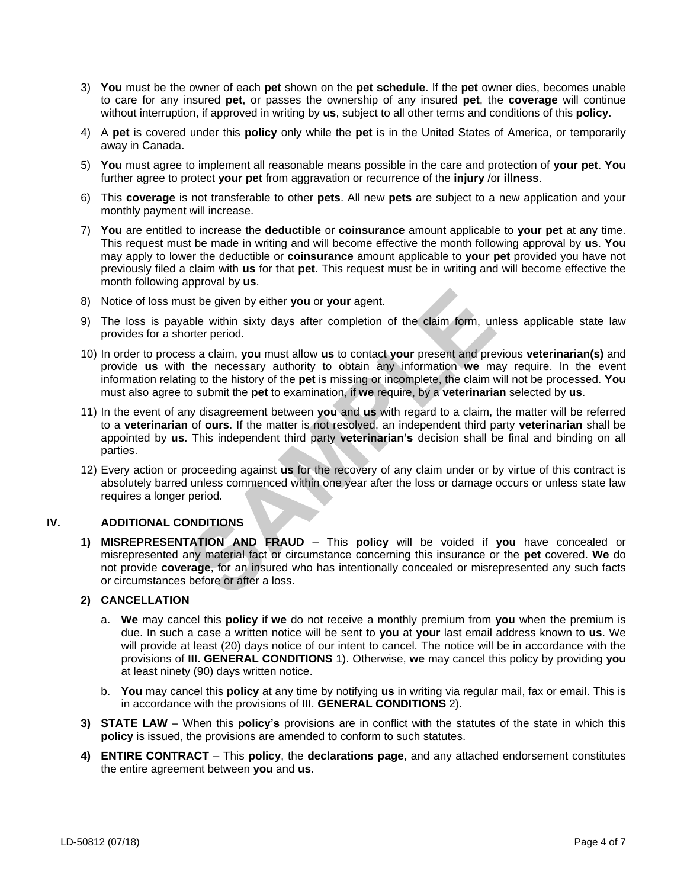3) **You** must be the owner of each **pet** shown on the **pet schedule**. If the **pet** owner dies, becomes unable to care for any insured **pet**, or passes the ownership of any insured **pet**, the **coverage** will continue without interruption, if approved in writing by **us**, subject to all other terms and conditions of this **policy**.

4) A **pet** is covered under this **policy** only while the **pet** is in the United States of America, or temporarily away in Canada.

5) **You** must agree to implement all reasonable means possible in the care and protection of **your pet**. **You** further agree to protect **your pet** from aggravation or recurrence of the **injury** /or **illness**.

6) This **coverage** is not transferable to other **pets**. All new **pets** are subject to a new application and your monthly payment will increase.

7) **You** are entitled to increase the **deductible** or **coinsurance** amount applicable to **your pet** at any time. This request must be made in writing and will become effective the month following approval by **us**. **You** may apply to lower the deductible or **coinsurance** amount applicable to **your pet** provided you have not previously filed a claim with **us** for that **pet**. This request must be in writing and will become effective the month following approval by **us**.

8) Notice of loss must be given by either **you** or **your** agent.

9) The loss is payable within sixty days after completion of the claim form, unless applicable state law provides for a shorter period.

10) In order to process a claim, **you** must allow **us** to contact **your** present and previous **veterinarian(s)** and provide **us** with the necessary authority to obtain any information **we** may require. In the event information relating to the history of the **pet** is missing or incomplete, the claim will not be processed. **You** must also agree to submit the **pet** to examination, if **we** require, by a **veterinarian** selected by **us**.

11) In the event of any disagreement between **you** and **us** with regard to a claim, the matter will be referred to a **veterinarian** of **ours**. If the matter is not resolved, an independent third party **veterinarian** shall be appointed by **us**. This independent third party **veterinarian's** decision shall be final and binding on all parties.

12) Every action or proceeding against **us** for the recovery of any claim under or by virtue of this contract is absolutely barred unless commenced within one year after the loss or damage occurs or unless state law requires a longer period.

## IV. ADDITIONAL CONDITIONS

**1) MISREPRESENTATION AND FRAUD** – This **policy** will be voided if **you** have concealed or misrepresented any material fact or circumstance concerning this insurance or the **pet** covered. **We** do not provide **coverage**, for an insured who has intentionally concealed or misrepresented any such facts or circumstances before or after a loss.

**2) CANCELLATION**

a. **We** may cancel this **policy** if **we** do not receive a monthly premium from **you** when the premium is due. In such a case a written notice will be sent to **you** at **your** last email address known to **us**. We will provide at least (20) days notice of our intent to cancel. The notice will be in accordance with the provisions of **III. GENERAL CONDITIONS** 1). Otherwise, **we** may cancel this policy by providing **you** at least ninety (90) days written notice.

b. **You** may cancel this **policy** at any time by notifying **us** in writing via regular mail, fax or email. This is in accordance with the provisions of III. **GENERAL CONDITIONS** 2).

**3) STATE LAW** – When this **policy's** provisions are in conflict with the statutes of the state in which this **policy** is issued, the provisions are amended to conform to such statutes.

**4) ENTIRE CONTRACT** – This **policy**, the **declarations page**, and any attached endorsement constitutes the entire agreement between **you** and **us**.

LD-50812 (07/18)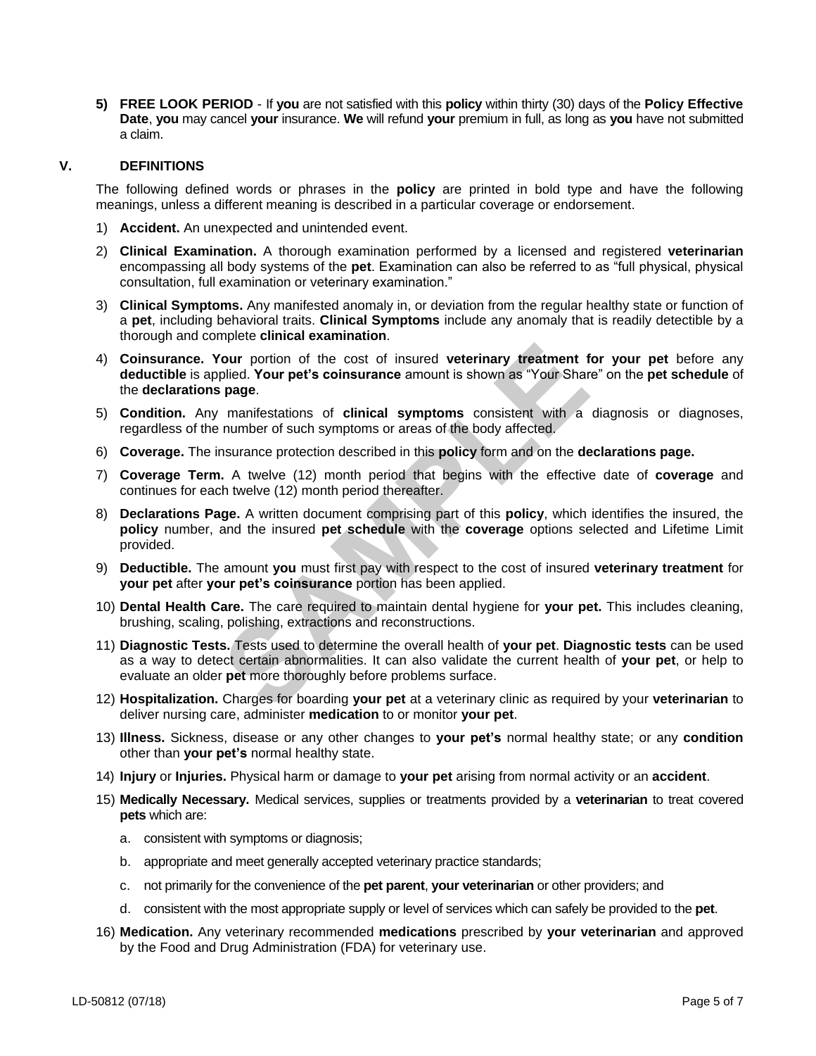5) **FREE LOOK PERIOD** - If **you** are not satisfied with this **policy** within thirty (30) days of the **Policy Effective Date**, **you** may cancel **your** insurance. **We** will refund **your** premium in full, as long as **you** have not submitted a claim.

## V. DEFINITIONS

The following defined words or phrases in the **policy** are printed in bold type and have the following meanings, unless a different meaning is described in a particular coverage or endorsement.

1) **Accident.** An unexpected and unintended event.
2) **Clinical Examination.** A thorough examination performed by a licensed and registered **veterinarian** encompassing all body systems of the **pet**. Examination can also be referred to as "full physical, physical consultation, full examination or veterinary examination."
3) **Clinical Symptoms.** Any manifested anomaly in, or deviation from the regular healthy state or function of a **pet**, including behavioral traits. **Clinical Symptoms** include any anomaly that is readily detectible by a thorough and complete **clinical examination**.
4) **Coinsurance. Your** portion of the cost of insured **veterinary treatment for your pet** before any **deductible** is applied. **Your pet's coinsurance** amount is shown as "Your Share" on the **pet schedule** of the **declarations page**.
5) **Condition.** Any manifestations of **clinical symptoms** consistent with a diagnosis or diagnoses, regardless of the number of such symptoms or areas of the body affected.
6) **Coverage.** The insurance protection described in this **policy** form and on the **declarations page.**
7) **Coverage Term.** A twelve (12) month period that begins with the effective date of **coverage** and continues for each twelve (12) month period thereafter.
8) **Declarations Page.** A written document comprising part of this **policy**, which identifies the insured, the **policy** number, and the insured **pet schedule** with the **coverage** options selected and Lifetime Limit provided.
9) **Deductible.** The amount **you** must first pay with respect to the cost of insured **veterinary treatment** for **your pet** after **your pet's coinsurance** portion has been applied.
10) **Dental Health Care.** The care required to maintain dental hygiene for **your pet.** This includes cleaning, brushing, scaling, polishing, extractions and reconstructions.
11) **Diagnostic Tests.** Tests used to determine the overall health of **your pet**. **Diagnostic tests** can be used as a way to detect certain abnormalities. It can also validate the current health of **your pet**, or help to evaluate an older **pet** more thoroughly before problems surface.
12) **Hospitalization.** Charges for boarding **your pet** at a veterinary clinic as required by your **veterinarian** to deliver nursing care, administer **medication** to or monitor **your pet**.
13) **Illness.** Sickness, disease or any other changes to **your pet's** normal healthy state; or any **condition** other than **your pet's** normal healthy state.
14) **Injury** or **Injuries.** Physical harm or damage to **your pet** arising from normal activity or an **accident**.
15) **Medically Necessary.** Medical services, supplies or treatments provided by a **veterinarian** to treat covered **pets** which are:
    a. consistent with symptoms or diagnosis;
    b. appropriate and meet generally accepted veterinary practice standards;
    c. not primarily for the convenience of the **pet parent**, **your veterinarian** or other providers; and
    d. consistent with the most appropriate supply or level of services which can safely be provided to the **pet**.
16) **Medication.** Any veterinary recommended **medications** prescribed by **your veterinarian** and approved by the Food and Drug Administration (FDA) for veterinary use.

LD-50812 (07/18)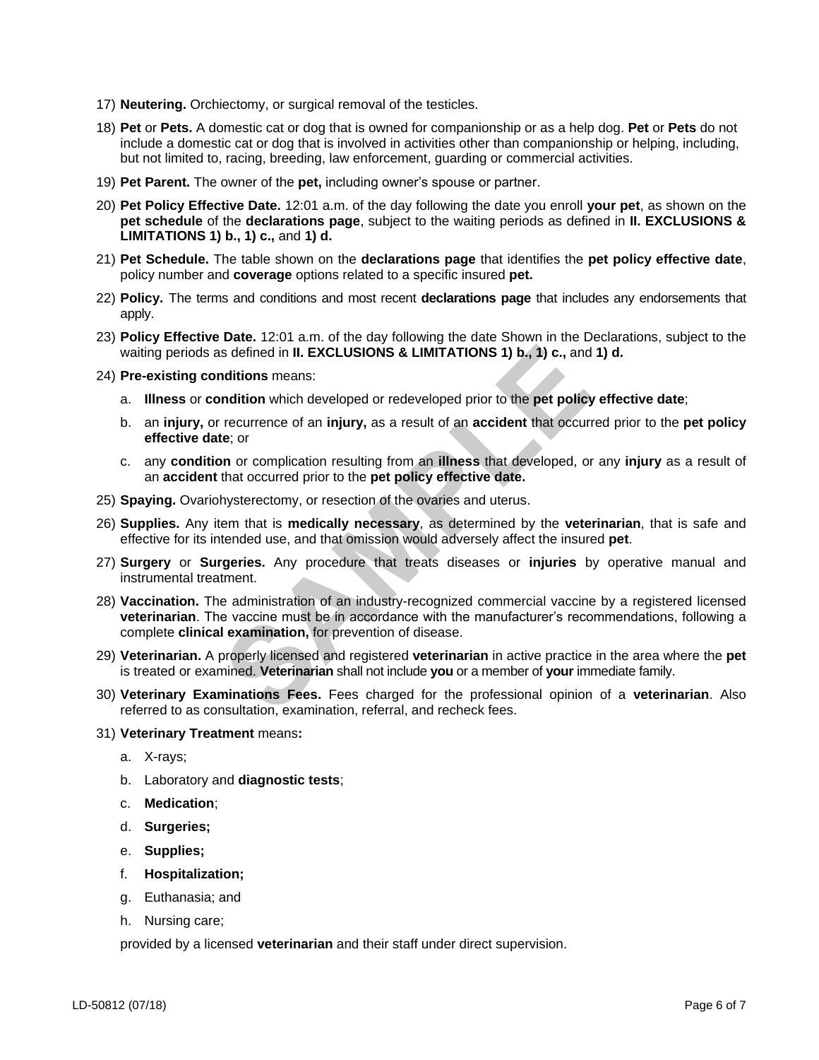17) **Neutering.** Orchiectomy, or surgical removal of the testicles.

18) **Pet** or **Pets.** A domestic cat or dog that is owned for companionship or as a help dog. **Pet** or **Pets** do not include a domestic cat or dog that is involved in activities other than companionship or helping, including, but not limited to, racing, breeding, law enforcement, guarding or commercial activities.

19) **Pet Parent.** The owner of the **pet,** including owner's spouse or partner.

20) **Pet Policy Effective Date.** 12:01 a.m. of the day following the date you enroll **your pet**, as shown on the **pet schedule** of the **declarations page**, subject to the waiting periods as defined in **II. EXCLUSIONS & LIMITATIONS 1) b., 1) c.,** and **1) d.**

21) **Pet Schedule.** The table shown on the **declarations page** that identifies the **pet policy effective date**, policy number and **coverage** options related to a specific insured **pet.**

22) **Policy.** The terms and conditions and most recent **declarations page** that includes any endorsements that apply.

23) **Policy Effective Date.** 12:01 a.m. of the day following the date Shown in the Declarations, subject to the waiting periods as defined in **II. EXCLUSIONS & LIMITATIONS 1) b., 1) c.,** and **1) d.**

24) **Pre-existing conditions** means:

    a. **Illness** or **condition** which developed or redeveloped prior to the **pet policy effective date**;

    b. an **injury,** or recurrence of an **injury,** as a result of an **accident** that occurred prior to the **pet policy effective date**; or

    c. any **condition** or complication resulting from an **illness** that developed, or any **injury** as a result of an **accident** that occurred prior to the **pet policy effective date.**

25) **Spaying.** Ovariohysterectomy, or resection of the ovaries and uterus.

26) **Supplies.** Any item that is **medically necessary**, as determined by the **veterinarian**, that is safe and effective for its intended use, and that omission would adversely affect the insured **pet**.

27) **Surgery** or **Surgeries.** Any procedure that treats diseases or **injuries** by operative manual and instrumental treatment.

28) **Vaccination.** The administration of an industry-recognized commercial vaccine by a registered licensed **veterinarian**. The vaccine must be in accordance with the manufacturer's recommendations, following a complete **clinical examination,** for prevention of disease.

29) **Veterinarian.** A properly licensed and registered **veterinarian** in active practice in the area where the **pet** is treated or examined. **Veterinarian** shall not include **you** or a member of **your** immediate family.

30) **Veterinary Examinations Fees.** Fees charged for the professional opinion of a **veterinarian**. Also referred to as consultation, examination, referral, and recheck fees.

31) **Veterinary Treatment** means**:**

    a. X-rays;

    b. Laboratory and **diagnostic tests**;

    c. **Medication**;

    d. **Surgeries;**

    e. **Supplies;**

    f. **Hospitalization;**

    g. Euthanasia; and

    h. Nursing care;

    provided by a licensed **veterinarian** and their staff under direct supervision.

LD-50812 (07/18)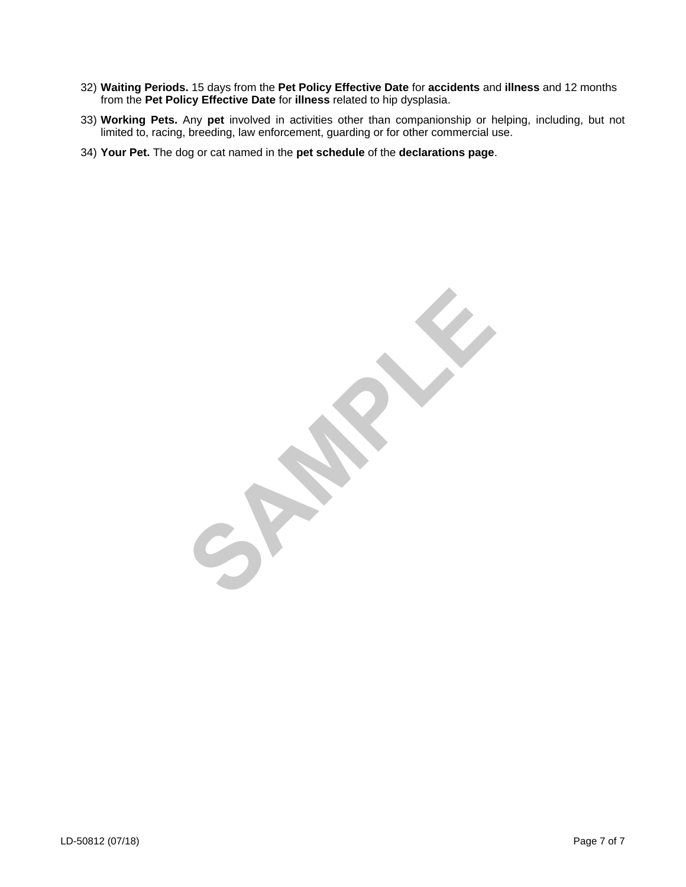32) **Waiting Periods.** 15 days from the **Pet Policy Effective Date** for **accidents** and **illness** and 12 months from the **Pet Policy Effective Date** for **illness** related to hip dysplasia.

33) **Working Pets.** Any **pet** involved in activities other than companionship or helping, including, but not limited to, racing, breeding, law enforcement, guarding or for other commercial use.

34) **Your Pet.** The dog or cat named in the **pet schedule** of the **declarations page**.

SAMPLE

LD-50812 (07/18)